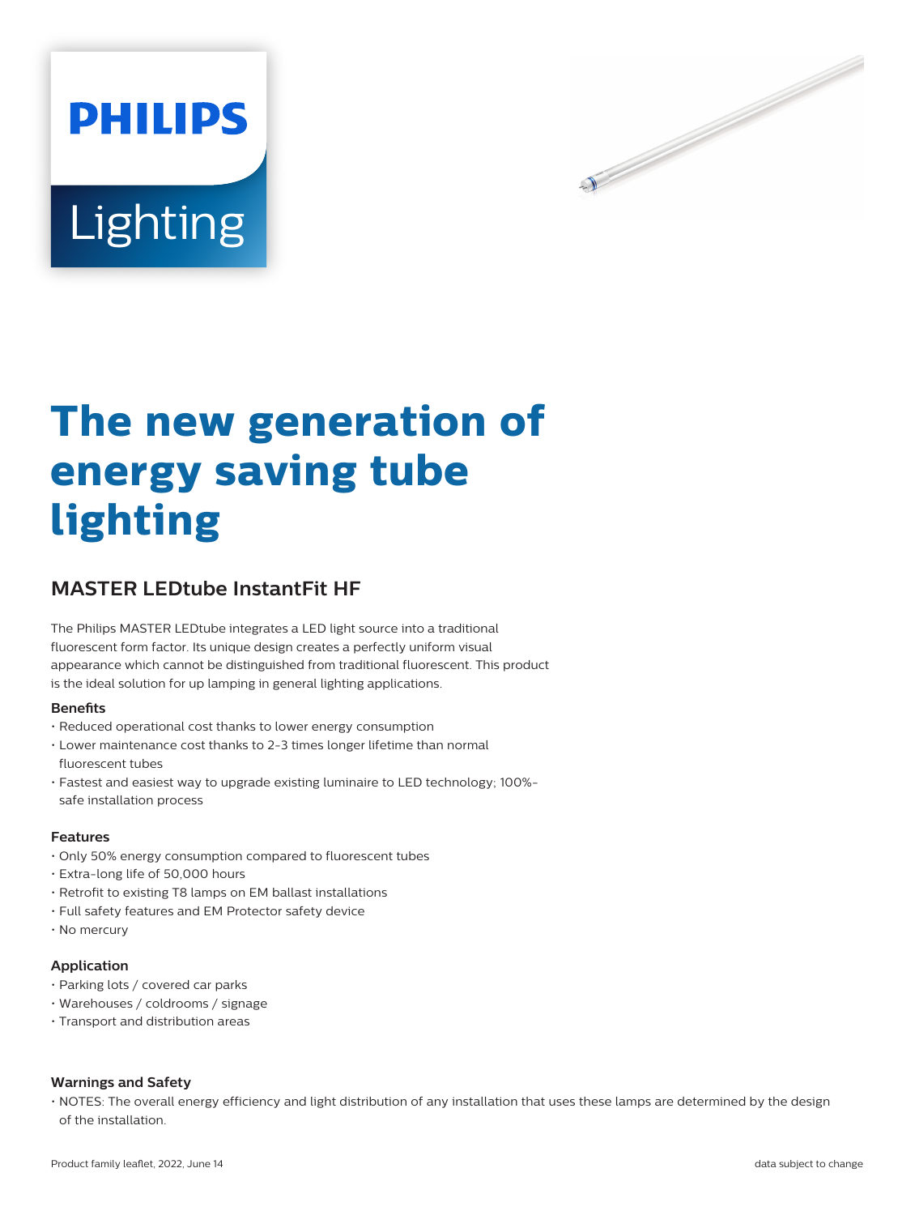PHILIPS

Lighting

# The new generation of energy saving tube lighting

## MASTER LEDtube InstantFit HF

The Philips MASTER LEDtube integrates a LED light source into a traditional fluorescent form factor. Its unique design creates a perfectly uniform visual appearance which cannot be distinguished from traditional fluorescent. This product is the ideal solution for up lamping in general lighting applications.

### Benefits

- Reduced operational cost thanks to lower energy consumption
- Lower maintenance cost thanks to 2-3 times longer lifetime than normal fluorescent tubes
- Fastest and easiest way to upgrade existing luminaire to LED technology; 100%-safe installation process

### Features

- Only 50% energy consumption compared to fluorescent tubes
- Extra-long life of 50,000 hours
- Retrofit to existing T8 lamps on EM ballast installations
- Full safety features and EM Protector safety device
- No mercury

### Application

- Parking lots / covered car parks
- Warehouses / coldrooms / signage
- Transport and distribution areas

### Warnings and Safety

- NOTES: The overall energy efficiency and light distribution of any installation that uses these lamps are determined by the design of the installation.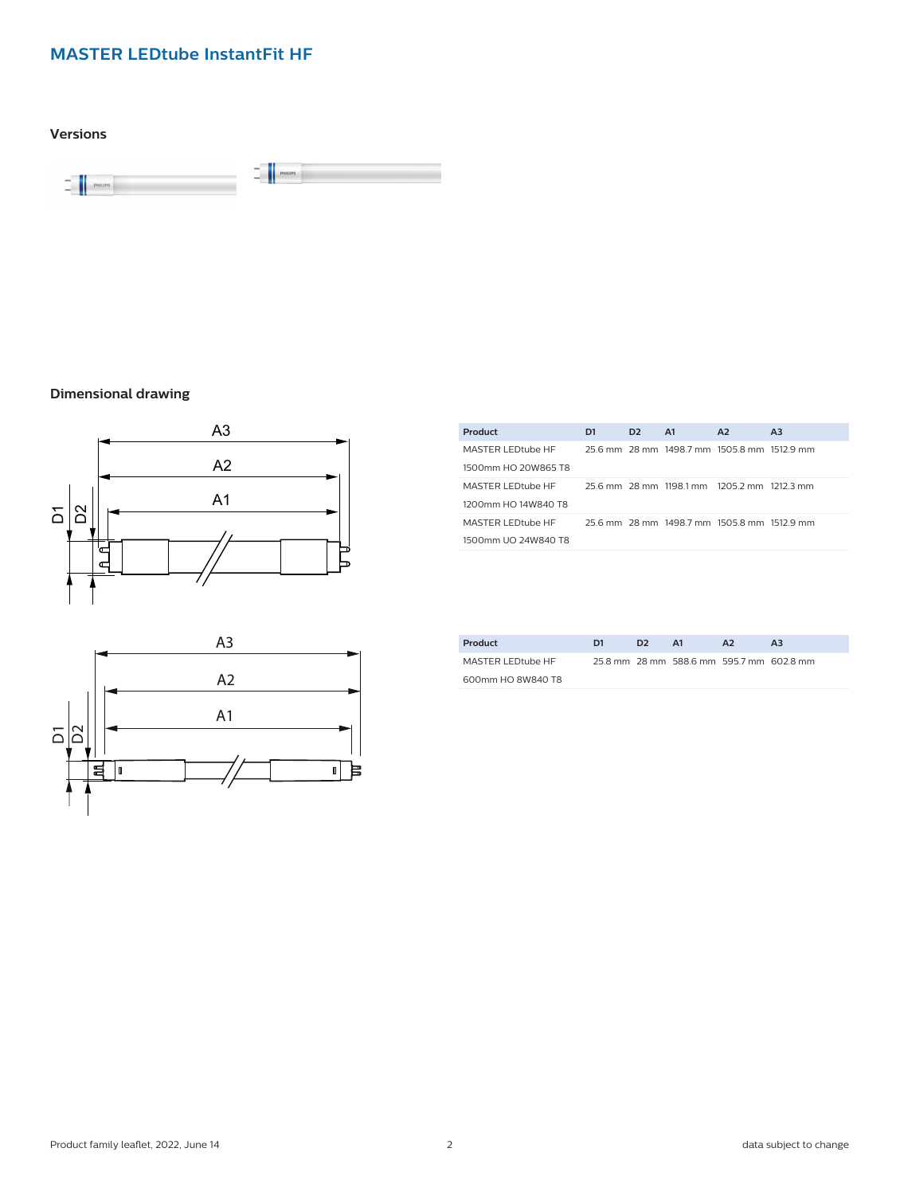## MASTER LEDtube InstantFit HF

### Versions

### Dimensional drawing

| Product | D1 | D2 | A1 | A2 | A3 |
|---|---|---|---|---|---|
| MASTER LEDtube HF 1500mm HO 20W865 T8 | 25.6 mm | 28 mm | 1498.7 mm | 1505.8 mm | 1512.9 mm |
| MASTER LEDtube HF 1200mm HO 14W840 T8 | 25.6 mm | 28 mm | 1198.1 mm | 1205.2 mm | 1212.3 mm |
| MASTER LEDtube HF 1500mm UO 24W840 T8 | 25.6 mm | 28 mm | 1498.7 mm | 1505.8 mm | 1512.9 mm |

| Product | D1 | D2 | A1 | A2 | A3 |
|---|---|---|---|---|---|
| MASTER LEDtube HF 600mm HO 8W840 T8 | 25.8 mm | 28 mm | 588.6 mm | 595.7 mm | 602.8 mm |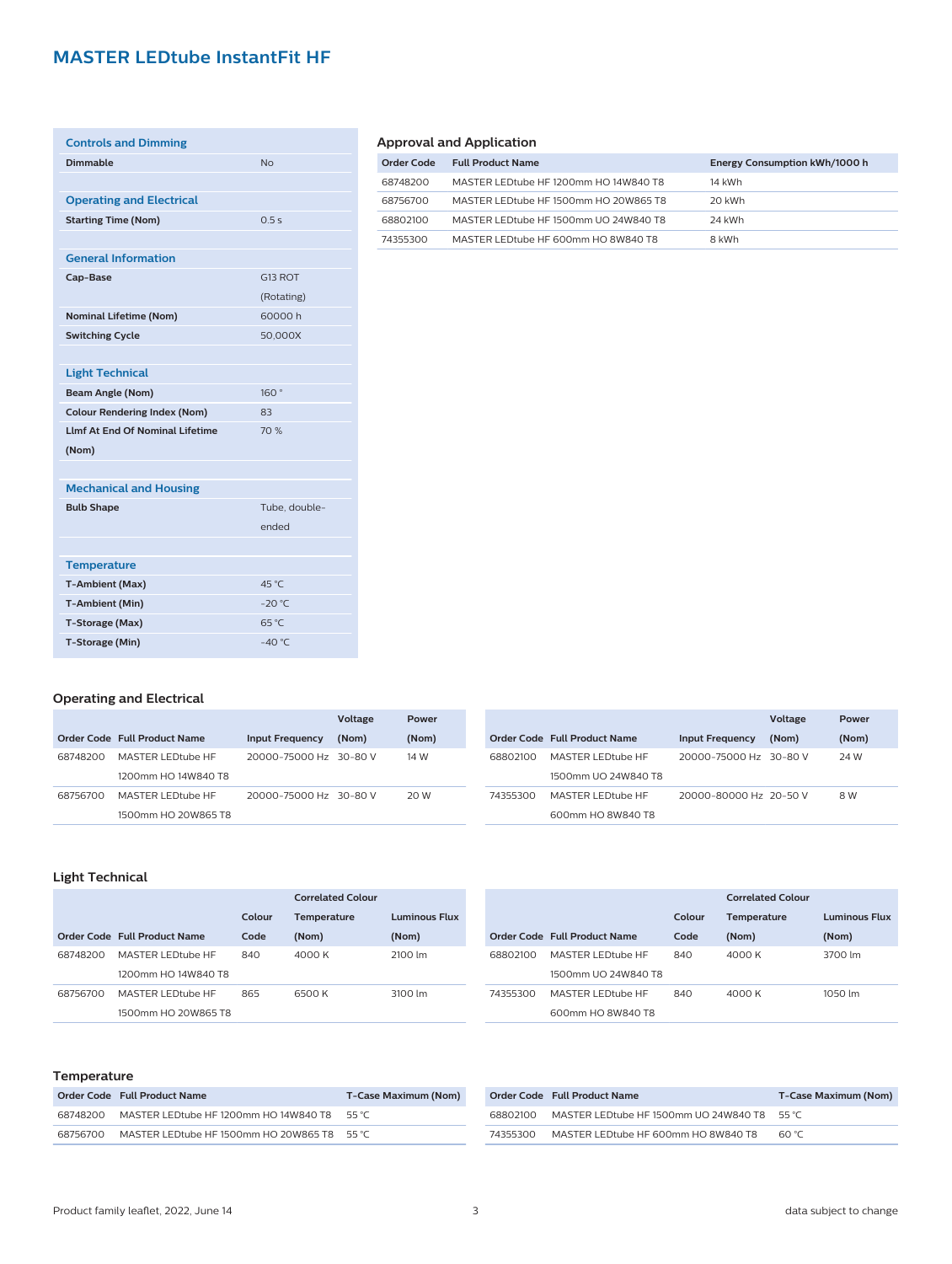# MASTER LEDtube InstantFit HF

| Controls and Dimming | |
|---|---|
| **Dimmable** | No |

| Operating and Electrical | |
|---|---|
| **Starting Time (Nom)** | 0.5 s |

| General Information | |
|---|---|
| **Cap-Base** | G13 ROT (Rotating) |
| **Nominal Lifetime (Nom)** | 60000 h |
| **Switching Cycle** | 50,000X |

| Light Technical | |
|---|---|
| **Beam Angle (Nom)** | 160 ° |
| **Colour Rendering Index (Nom)** | 83 |
| **Llmf At End Of Nominal Lifetime (Nom)** | 70 % |

| Mechanical and Housing | |
|---|---|
| **Bulb Shape** | Tube, double-ended |

| Temperature | |
|---|---|
| **T-Ambient (Max)** | 45 °C |
| **T-Ambient (Min)** | -20 °C |
| **T-Storage (Max)** | 65 °C |
| **T-Storage (Min)** | -40 °C |

## Approval and Application

| Order Code | Full Product Name | Energy Consumption kWh/1000 h |
|---|---|---|
| 68748200 | MASTER LEDtube HF 1200mm HO 14W840 T8 | 14 kWh |
| 68756700 | MASTER LEDtube HF 1500mm HO 20W865 T8 | 20 kWh |
| 68802100 | MASTER LEDtube HF 1500mm UO 24W840 T8 | 24 kWh |
| 74355300 | MASTER LEDtube HF 600mm HO 8W840 T8 | 8 kWh |

## Operating and Electrical

| Order Code | Full Product Name | Input Frequency | Voltage (Nom) | Power (Nom) |
|---|---|---|---|---|
| 68748200 | MASTER LEDtube HF 1200mm HO 14W840 T8 | 20000-75000 Hz | 30-80 V | 14 W |
| 68756700 | MASTER LEDtube HF 1500mm HO 20W865 T8 | 20000-75000 Hz | 30-80 V | 20 W |
| 68802100 | MASTER LEDtube HF 1500mm UO 24W840 T8 | 20000-75000 Hz | 30-80 V | 24 W |
| 74355300 | MASTER LEDtube HF 600mm HO 8W840 T8 | 20000-80000 Hz | 20-50 V | 8 W |

## Light Technical

| Order Code | Full Product Name | Colour Code | Correlated Colour Temperature (Nom) | Luminous Flux (Nom) |
|---|---|---|---|---|
| 68748200 | MASTER LEDtube HF 1200mm HO 14W840 T8 | 840 | 4000 K | 2100 lm |
| 68756700 | MASTER LEDtube HF 1500mm HO 20W865 T8 | 865 | 6500 K | 3100 lm |
| 68802100 | MASTER LEDtube HF 1500mm UO 24W840 T8 | 840 | 4000 K | 3700 lm |
| 74355300 | MASTER LEDtube HF 600mm HO 8W840 T8 | 840 | 4000 K | 1050 lm |

## Temperature

| Order Code | Full Product Name | T-Case Maximum (Nom) |
|---|---|---|
| 68748200 | MASTER LEDtube HF 1200mm HO 14W840 T8 | 55 °C |
| 68756700 | MASTER LEDtube HF 1500mm HO 20W865 T8 | 55 °C |
| 68802100 | MASTER LEDtube HF 1500mm UO 24W840 T8 | 55 °C |
| 74355300 | MASTER LEDtube HF 600mm HO 8W840 T8 | 60 °C |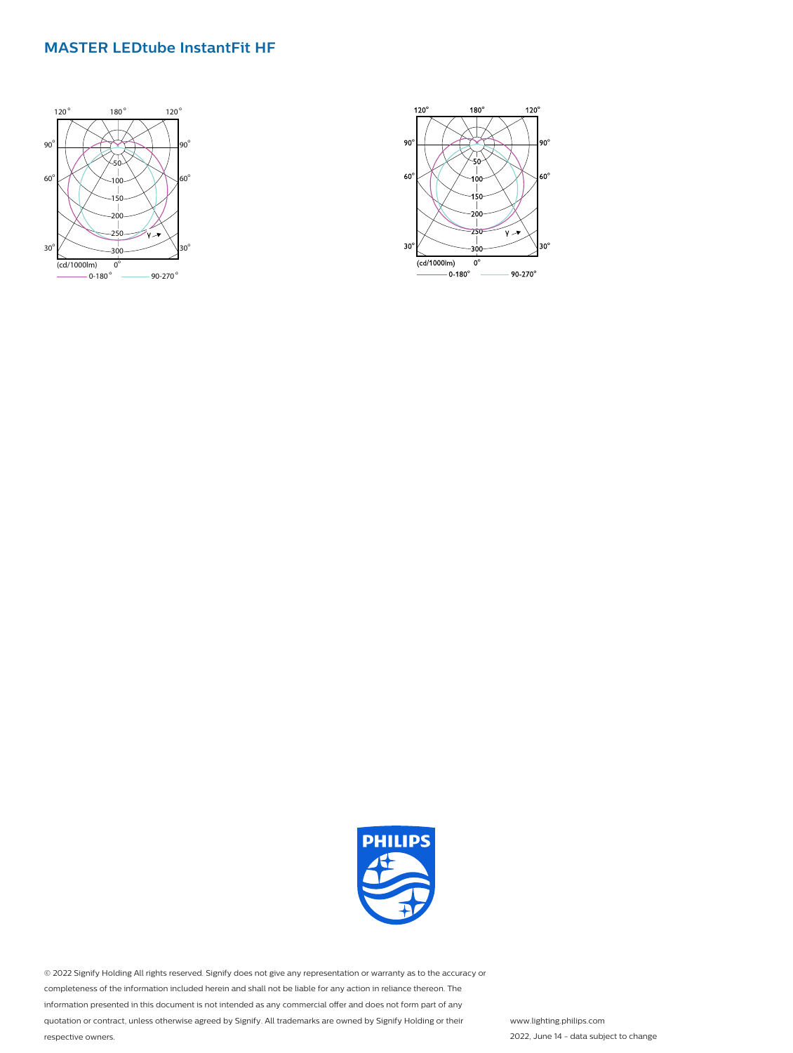## MASTER LEDtube InstantFit HF

120°
180°
120°
90°
90°
60°
60°
30°
30°
50
100
150
200
250
300
γ
(cd/1000lm)
0°
0-180°
90-270°

120°
180°
120°
90°
90°
60°
60°
30°
30°
50
100
150
200
250
300
γ
(cd/1000lm)
0°
0-180°
90-270°

© 2022 Signify Holding All rights reserved. Signify does not give any representation or warranty as to the accuracy or completeness of the information included herein and shall not be liable for any action in reliance thereon. The information presented in this document is not intended as any commercial offer and does not form part of any quotation or contract, unless otherwise agreed by Signify. All trademarks are owned by Signify Holding or their respective owners.

www.lighting.philips.com

2022, June 14 - data subject to change